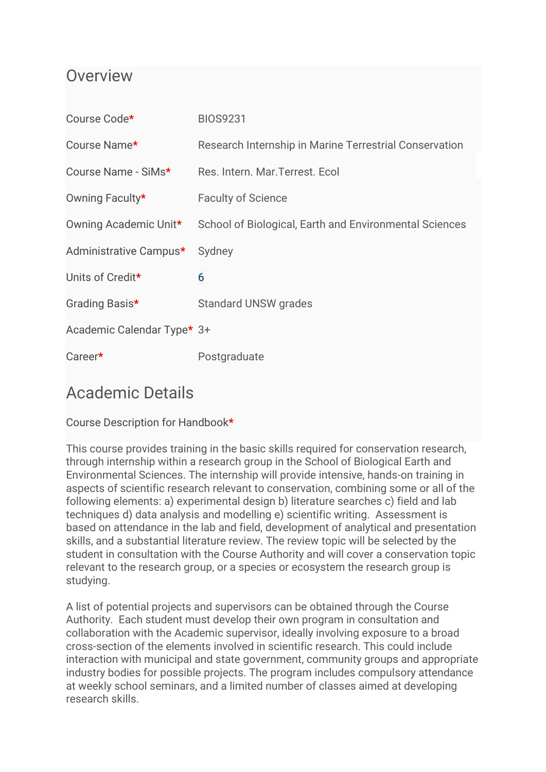## Overview

| | |
|---|---|
| Course Code* | BIOS9231 |
| Course Name* | Research Internship in Marine Terrestrial Conservation |
| Course Name - SiMs* | Res. Intern. Mar.Terrest. Ecol |
| Owning Faculty* | Faculty of Science |
| Owning Academic Unit* | School of Biological, Earth and Environmental Sciences |
| Administrative Campus* | Sydney |
| Units of Credit* | 6 |
| Grading Basis* | Standard UNSW grades |
| Academic Calendar Type* | 3+ |
| Career* | Postgraduate |

## Academic Details

Course Description for Handbook*

This course provides training in the basic skills required for conservation research, through internship within a research group in the School of Biological Earth and Environmental Sciences. The internship will provide intensive, hands-on training in aspects of scientific research relevant to conservation, combining some or all of the following elements: a) experimental design b) literature searches c) field and lab techniques d) data analysis and modelling e) scientific writing. Assessment is based on attendance in the lab and field, development of analytical and presentation skills, and a substantial literature review. The review topic will be selected by the student in consultation with the Course Authority and will cover a conservation topic relevant to the research group, or a species or ecosystem the research group is studying.

A list of potential projects and supervisors can be obtained through the Course Authority. Each student must develop their own program in consultation and collaboration with the Academic supervisor, ideally involving exposure to a broad cross-section of the elements involved in scientific research. This could include interaction with municipal and state government, community groups and appropriate industry bodies for possible projects. The program includes compulsory attendance at weekly school seminars, and a limited number of classes aimed at developing research skills.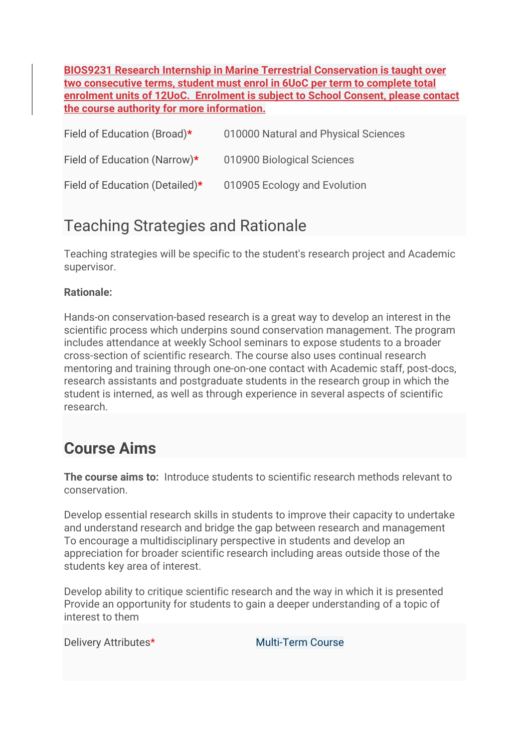**BIOS9231 Research Internship in Marine Terrestrial Conservation is taught over two consecutive terms, student must enrol in 6UoC per term to complete total enrolment units of 12UoC. Enrolment is subject to School Consent, please contact the course authority for more information.**

| | |
|---|---|
| Field of Education (Broad)* | 010000 Natural and Physical Sciences |
| Field of Education (Narrow)* | 010900 Biological Sciences |
| Field of Education (Detailed)* | 010905 Ecology and Evolution |

## Teaching Strategies and Rationale

Teaching strategies will be specific to the student's research project and Academic supervisor.

**Rationale:**

Hands-on conservation-based research is a great way to develop an interest in the scientific process which underpins sound conservation management. The program includes attendance at weekly School seminars to expose students to a broader cross-section of scientific research. The course also uses continual research mentoring and training through one-on-one contact with Academic staff, post-docs, research assistants and postgraduate students in the research group in which the student is interned, as well as through experience in several aspects of scientific research.

## Course Aims

**The course aims to:** Introduce students to scientific research methods relevant to conservation.

Develop essential research skills in students to improve their capacity to undertake and understand research and bridge the gap between research and management To encourage a multidisciplinary perspective in students and develop an appreciation for broader scientific research including areas outside those of the students key area of interest.

Develop ability to critique scientific research and the way in which it is presented Provide an opportunity for students to gain a deeper understanding of a topic of interest to them

| | |
|---|---|
| Delivery Attributes* | Multi-Term Course |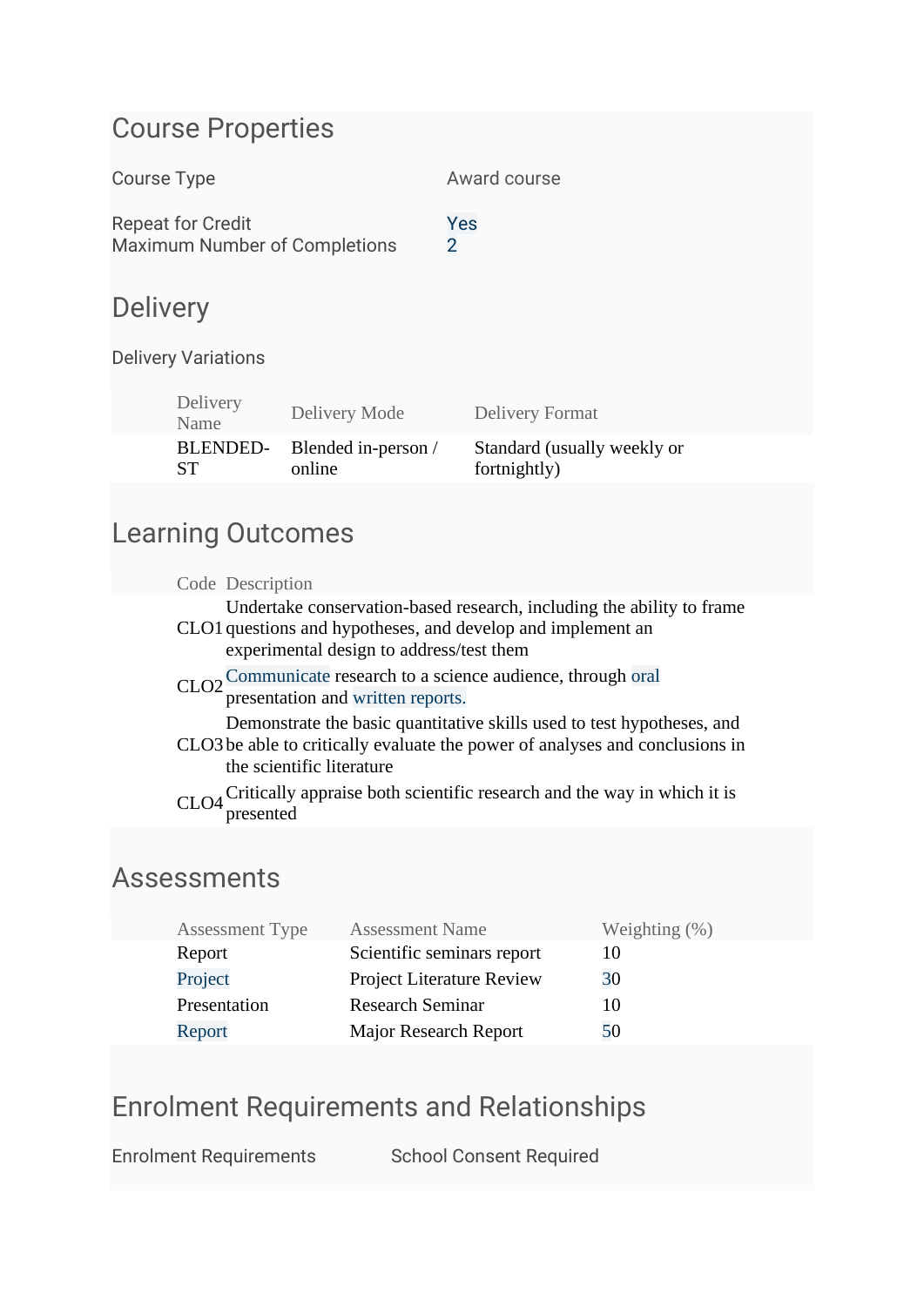## Course Properties

| | |
|---|---|
| Course Type | Award course |
| Repeat for Credit | Yes |
| Maximum Number of Completions | 2 |

## Delivery

### Delivery Variations

| Delivery Name | Delivery Mode | Delivery Format |
|---|---|---|
| BLENDED-ST | Blended in-person / online | Standard (usually weekly or fortnightly) |

## Learning Outcomes

| Code | Description |
|---|---|
| CLO1 | Undertake conservation-based research, including the ability to frame questions and hypotheses, and develop and implement an experimental design to address/test them |
| CLO2 | Communicate research to a science audience, through oral presentation and written reports. |
| CLO3 | Demonstrate the basic quantitative skills used to test hypotheses, and be able to critically evaluate the power of analyses and conclusions in the scientific literature |
| CLO4 | Critically appraise both scientific research and the way in which it is presented |

## Assessments

| Assessment Type | Assessment Name | Weighting (%) |
|---|---|---|
| Report | Scientific seminars report | 10 |
| Project | Project Literature Review | 30 |
| Presentation | Research Seminar | 10 |
| Report | Major Research Report | 50 |

## Enrolment Requirements and Relationships

| | |
|---|---|
| Enrolment Requirements | School Consent Required |